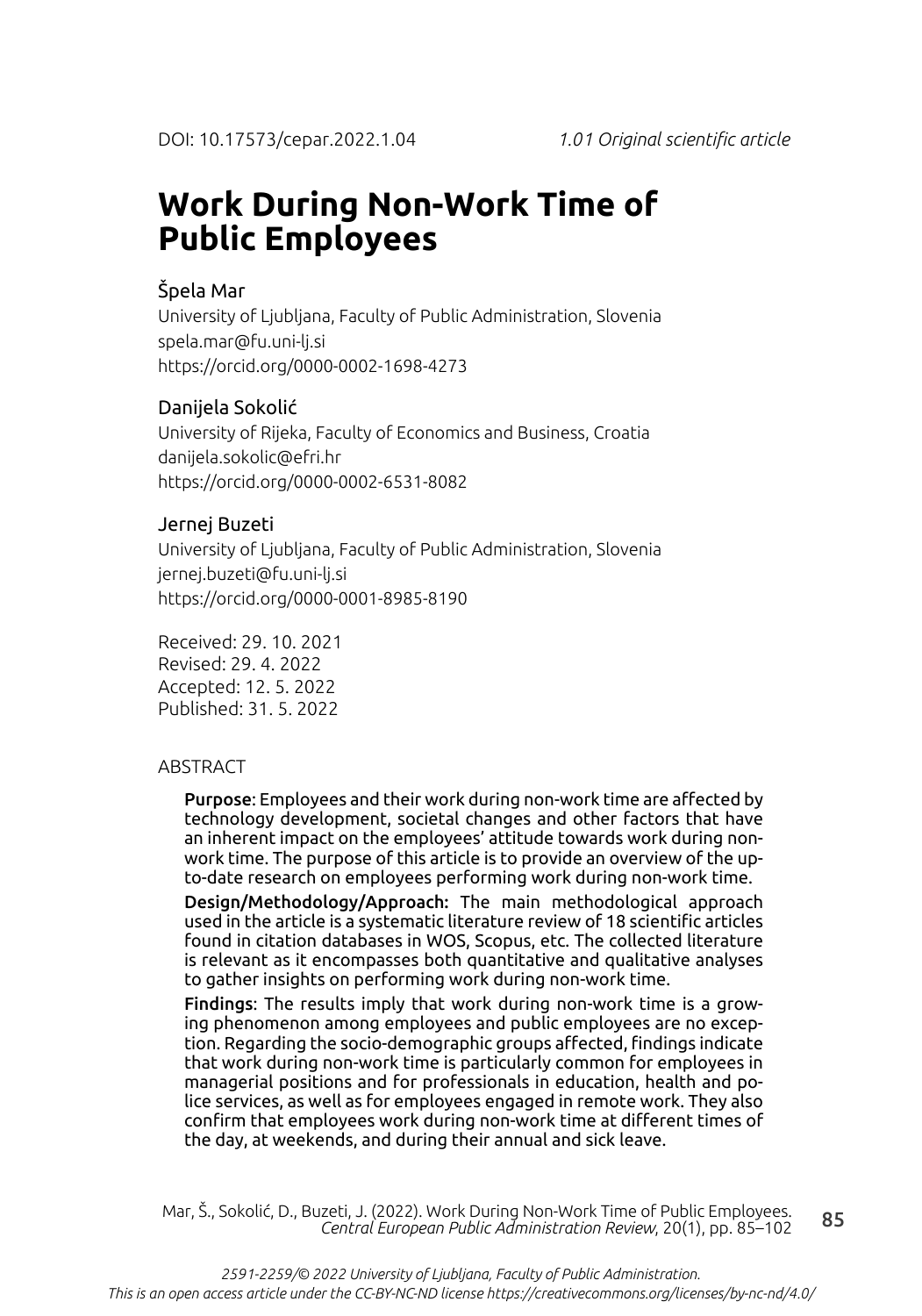DOI: 10.17573/cepar.2022.1.04 *1.01 Original scientific article*

# Work During Non-Work Time of Public Employees

Špela Mar
University of Ljubljana, Faculty of Public Administration, Slovenia
spela.mar@fu.uni-lj.si
https://orcid.org/0000-0002-1698-4273

Danijela Sokolić
University of Rijeka, Faculty of Economics and Business, Croatia
danijela.sokolic@efri.hr
https://orcid.org/0000-0002-6531-8082

Jernej Buzeti
University of Ljubljana, Faculty of Public Administration, Slovenia
jernej.buzeti@fu.uni-lj.si
https://orcid.org/0000-0001-8985-8190

Received: 29. 10. 2021
Revised: 29. 4. 2022
Accepted: 12. 5. 2022
Published: 31. 5. 2022

ABSTRACT

**Purpose**: Employees and their work during non-work time are affected by technology development, societal changes and other factors that have an inherent impact on the employees' attitude towards work during non-work time. The purpose of this article is to provide an overview of the up-to-date research on employees performing work during non-work time.

**Design/Methodology/Approach:** The main methodological approach used in the article is a systematic literature review of 18 scientific articles found in citation databases in WOS, Scopus, etc. The collected literature is relevant as it encompasses both quantitative and qualitative analyses to gather insights on performing work during non-work time.

**Findings**: The results imply that work during non-work time is a growing phenomenon among employees and public employees are no exception. Regarding the socio-demographic groups affected, findings indicate that work during non-work time is particularly common for employees in managerial positions and for professionals in education, health and police services, as well as for employees engaged in remote work. They also confirm that employees work during non-work time at different times of the day, at weekends, and during their annual and sick leave.

Mar, Š., Sokolić, D., Buzeti, J. (2022). Work During Non-Work Time of Public Employees. *Central European Public Administration Review*, 20(1), pp. 85–102

*2591-2259/© 2022 University of Ljubljana, Faculty of Public Administration.*
*This is an open access article under the CC-BY-NC-ND license https://creativecommons.org/licenses/by-nc-nd/4.0/*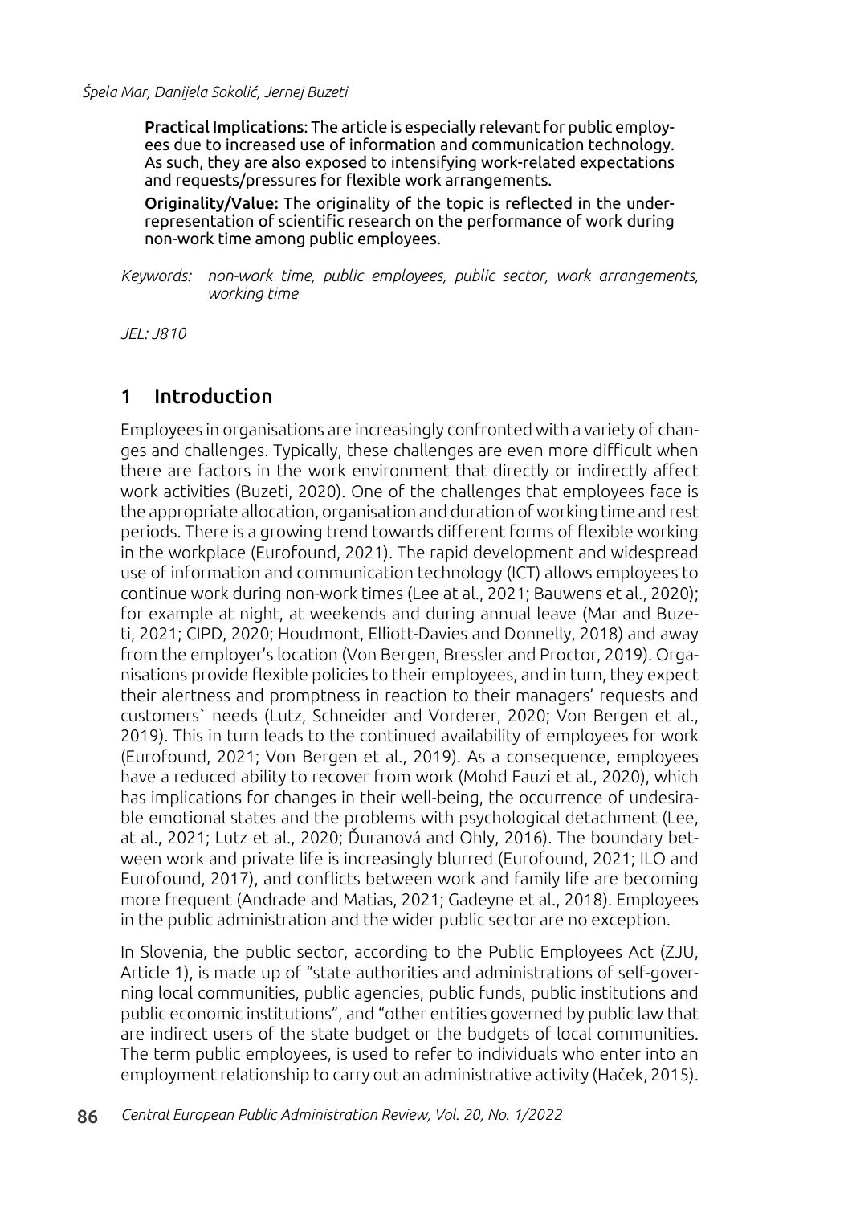**Practical Implications**: The article is especially relevant for public employees due to increased use of information and communication technology. As such, they are also exposed to intensifying work-related expectations and requests/pressures for flexible work arrangements.

**Originality/Value:** The originality of the topic is reflected in the underrepresentation of scientific research on the performance of work during non-work time among public employees.

*Keywords: non-work time, public employees, public sector, work arrangements, working time*

*JEL: J810*

## 1 Introduction

Employees in organisations are increasingly confronted with a variety of changes and challenges. Typically, these challenges are even more difficult when there are factors in the work environment that directly or indirectly affect work activities (Buzeti, 2020). One of the challenges that employees face is the appropriate allocation, organisation and duration of working time and rest periods. There is a growing trend towards different forms of flexible working in the workplace (Eurofound, 2021). The rapid development and widespread use of information and communication technology (ICT) allows employees to continue work during non-work times (Lee at al., 2021; Bauwens et al., 2020); for example at night, at weekends and during annual leave (Mar and Buzeti, 2021; CIPD, 2020; Houdmont, Elliott-Davies and Donnelly, 2018) and away from the employer's location (Von Bergen, Bressler and Proctor, 2019). Organisations provide flexible policies to their employees, and in turn, they expect their alertness and promptness in reaction to their managers' requests and customers` needs (Lutz, Schneider and Vorderer, 2020; Von Bergen et al., 2019). This in turn leads to the continued availability of employees for work (Eurofound, 2021; Von Bergen et al., 2019). As a consequence, employees have a reduced ability to recover from work (Mohd Fauzi et al., 2020), which has implications for changes in their well-being, the occurrence of undesirable emotional states and the problems with psychological detachment (Lee, at al., 2021; Lutz et al., 2020; Ďuranová and Ohly, 2016). The boundary between work and private life is increasingly blurred (Eurofound, 2021; ILO and Eurofound, 2017), and conflicts between work and family life are becoming more frequent (Andrade and Matias, 2021; Gadeyne et al., 2018). Employees in the public administration and the wider public sector are no exception.

In Slovenia, the public sector, according to the Public Employees Act (ZJU, Article 1), is made up of "state authorities and administrations of self-governing local communities, public agencies, public funds, public institutions and public economic institutions", and "other entities governed by public law that are indirect users of the state budget or the budgets of local communities. The term public employees, is used to refer to individuals who enter into an employment relationship to carry out an administrative activity (Haček, 2015).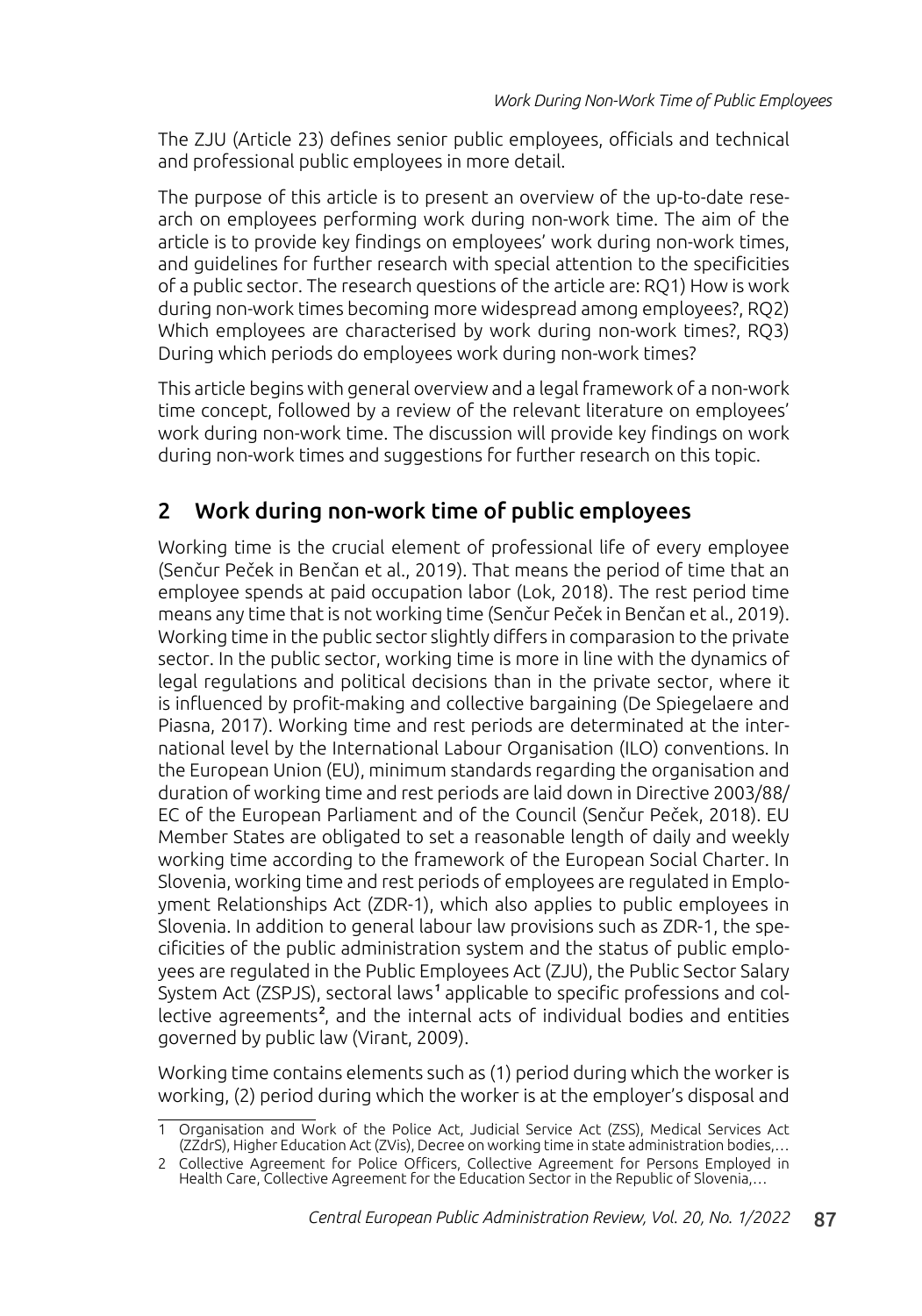The ZJU (Article 23) defines senior public employees, officials and technical and professional public employees in more detail.

The purpose of this article is to present an overview of the up-to-date research on employees performing work during non-work time. The aim of the article is to provide key findings on employees' work during non-work times, and guidelines for further research with special attention to the specificities of a public sector. The research questions of the article are: RQ1) How is work during non-work times becoming more widespread among employees?, RQ2) Which employees are characterised by work during non-work times?, RQ3) During which periods do employees work during non-work times?

This article begins with general overview and a legal framework of a non-work time concept, followed by a review of the relevant literature on employees' work during non-work time. The discussion will provide key findings on work during non-work times and suggestions for further research on this topic.

## 2 Work during non-work time of public employees

Working time is the crucial element of professional life of every employee (Senčur Peček in Benčan et al., 2019). That means the period of time that an employee spends at paid occupation labor (Lok, 2018). The rest period time means any time that is not working time (Senčur Peček in Benčan et al., 2019). Working time in the public sector slightly differs in comparasion to the private sector. In the public sector, working time is more in line with the dynamics of legal regulations and political decisions than in the private sector, where it is influenced by profit-making and collective bargaining (De Spiegelaere and Piasna, 2017). Working time and rest periods are determinated at the international level by the International Labour Organisation (ILO) conventions. In the European Union (EU), minimum standards regarding the organisation and duration of working time and rest periods are laid down in Directive 2003/88/EC of the European Parliament and of the Council (Senčur Peček, 2018). EU Member States are obligated to set a reasonable length of daily and weekly working time according to the framework of the European Social Charter. In Slovenia, working time and rest periods of employees are regulated in Employment Relationships Act (ZDR-1), which also applies to public employees in Slovenia. In addition to general labour law provisions such as ZDR-1, the specificities of the public administration system and the status of public employees are regulated in the Public Employees Act (ZJU), the Public Sector Salary System Act (ZSPJS), sectoral laws[1] applicable to specific professions and collective agreements[2], and the internal acts of individual bodies and entities governed by public law (Virant, 2009).

Working time contains elements such as (1) period during which the worker is working, (2) period during which the worker is at the employer's disposal and

---

1 Organisation and Work of the Police Act, Judicial Service Act (ZSS), Medical Services Act (ZZdrS), Higher Education Act (ZVis), Decree on working time in state administration bodies,…

2 Collective Agreement for Police Officers, Collective Agreement for Persons Employed in Health Care, Collective Agreement for the Education Sector in the Republic of Slovenia,…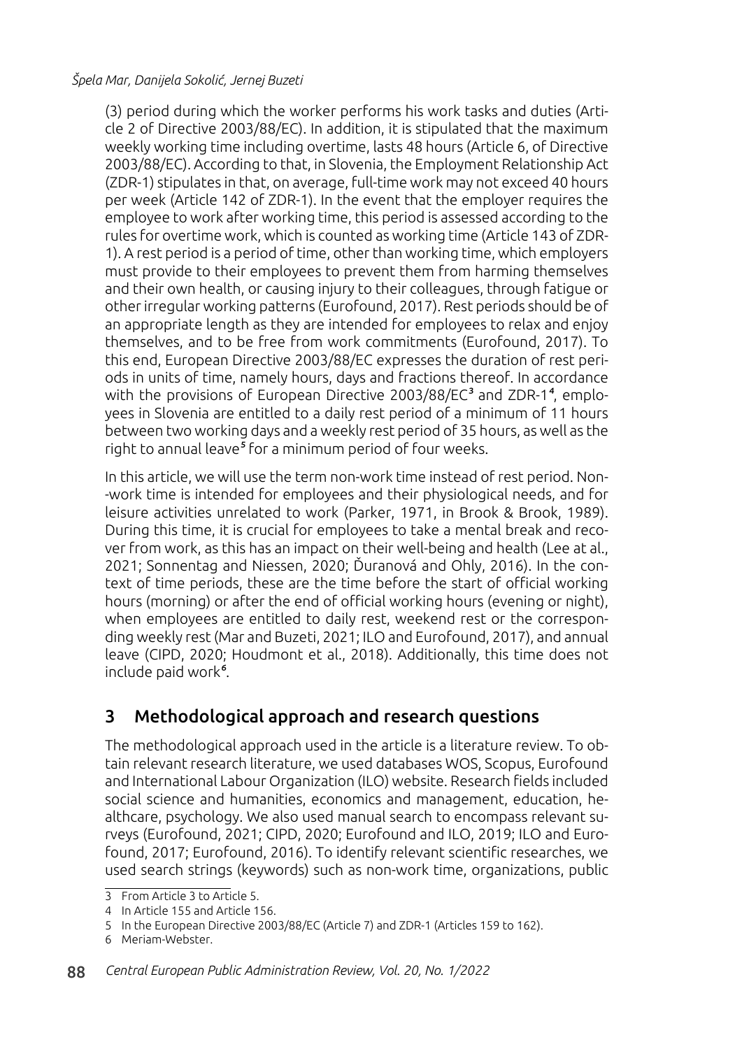(3) period during which the worker performs his work tasks and duties (Article 2 of Directive 2003/88/EC). In addition, it is stipulated that the maximum weekly working time including overtime, lasts 48 hours (Article 6, of Directive 2003/88/EC). According to that, in Slovenia, the Employment Relationship Act (ZDR-1) stipulates in that, on average, full-time work may not exceed 40 hours per week (Article 142 of ZDR-1). In the event that the employer requires the employee to work after working time, this period is assessed according to the rules for overtime work, which is counted as working time (Article 143 of ZDR-1). A rest period is a period of time, other than working time, which employers must provide to their employees to prevent them from harming themselves and their own health, or causing injury to their colleagues, through fatigue or other irregular working patterns (Eurofound, 2017). Rest periods should be of an appropriate length as they are intended for employees to relax and enjoy themselves, and to be free from work commitments (Eurofound, 2017). To this end, European Directive 2003/88/EC expresses the duration of rest periods in units of time, namely hours, days and fractions thereof. In accordance with the provisions of European Directive 2003/88/EC[3] and ZDR-1[4], employees in Slovenia are entitled to a daily rest period of a minimum of 11 hours between two working days and a weekly rest period of 35 hours, as well as the right to annual leave[5] for a minimum period of four weeks.

In this article, we will use the term non-work time instead of rest period. Non-work time is intended for employees and their physiological needs, and for leisure activities unrelated to work (Parker, 1971, in Brook & Brook, 1989). During this time, it is crucial for employees to take a mental break and recover from work, as this has an impact on their well-being and health (Lee at al., 2021; Sonnentag and Niessen, 2020; Ďuranová and Ohly, 2016). In the context of time periods, these are the time before the start of official working hours (morning) or after the end of official working hours (evening or night), when employees are entitled to daily rest, weekend rest or the corresponding weekly rest (Mar and Buzeti, 2021; ILO and Eurofound, 2017), and annual leave (CIPD, 2020; Houdmont et al., 2018). Additionally, this time does not include paid work[6].

## 3 Methodological approach and research questions

The methodological approach used in the article is a literature review. To obtain relevant research literature, we used databases WOS, Scopus, Eurofound and International Labour Organization (ILO) website. Research fields included social science and humanities, economics and management, education, healthcare, psychology. We also used manual search to encompass relevant surveys (Eurofound, 2021; CIPD, 2020; Eurofound and ILO, 2019; ILO and Eurofound, 2017; Eurofound, 2016). To identify relevant scientific researches, we used search strings (keywords) such as non-work time, organizations, public

---

3 From Article 3 to Article 5.

4 In Article 155 and Article 156.

5 In the European Directive 2003/88/EC (Article 7) and ZDR-1 (Articles 159 to 162).

6 Meriam-Webster.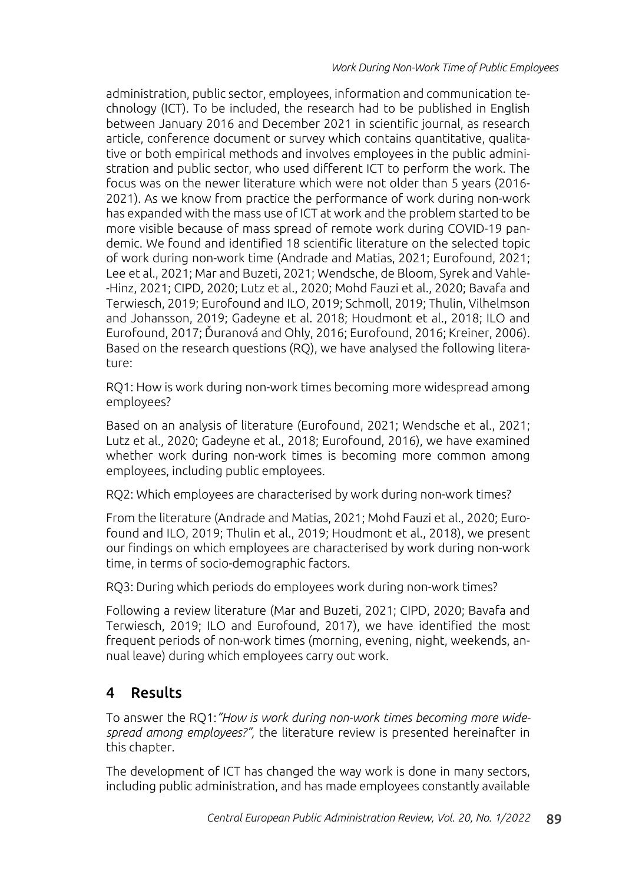administration, public sector, employees, information and communication technology (ICT). To be included, the research had to be published in English between January 2016 and December 2021 in scientific journal, as research article, conference document or survey which contains quantitative, qualitative or both empirical methods and involves employees in the public administration and public sector, who used different ICT to perform the work. The focus was on the newer literature which were not older than 5 years (2016-2021). As we know from practice the performance of work during non-work has expanded with the mass use of ICT at work and the problem started to be more visible because of mass spread of remote work during COVID-19 pandemic. We found and identified 18 scientific literature on the selected topic of work during non-work time (Andrade and Matias, 2021; Eurofound, 2021; Lee et al., 2021; Mar and Buzeti, 2021; Wendsche, de Bloom, Syrek and Vahle-Hinz, 2021; CIPD, 2020; Lutz et al., 2020; Mohd Fauzi et al., 2020; Bavafa and Terwiesch, 2019; Eurofound and ILO, 2019; Schmoll, 2019; Thulin, Vilhelmson and Johansson, 2019; Gadeyne et al. 2018; Houdmont et al., 2018; ILO and Eurofound, 2017; Ďuranová and Ohly, 2016; Eurofound, 2016; Kreiner, 2006). Based on the research questions (RQ), we have analysed the following literature:

RQ1: How is work during non-work times becoming more widespread among employees?

Based on an analysis of literature (Eurofound, 2021; Wendsche et al., 2021; Lutz et al., 2020; Gadeyne et al., 2018; Eurofound, 2016), we have examined whether work during non-work times is becoming more common among employees, including public employees.

RQ2: Which employees are characterised by work during non-work times?

From the literature (Andrade and Matias, 2021; Mohd Fauzi et al., 2020; Eurofound and ILO, 2019; Thulin et al., 2019; Houdmont et al., 2018), we present our findings on which employees are characterised by work during non-work time, in terms of socio-demographic factors.

RQ3: During which periods do employees work during non-work times?

Following a review literature (Mar and Buzeti, 2021; CIPD, 2020; Bavafa and Terwiesch, 2019; ILO and Eurofound, 2017), we have identified the most frequent periods of non-work times (morning, evening, night, weekends, annual leave) during which employees carry out work.

## 4 Results

To answer the RQ1: *"How is work during non-work times becoming more widespread among employees?",* the literature review is presented hereinafter in this chapter.

The development of ICT has changed the way work is done in many sectors, including public administration, and has made employees constantly available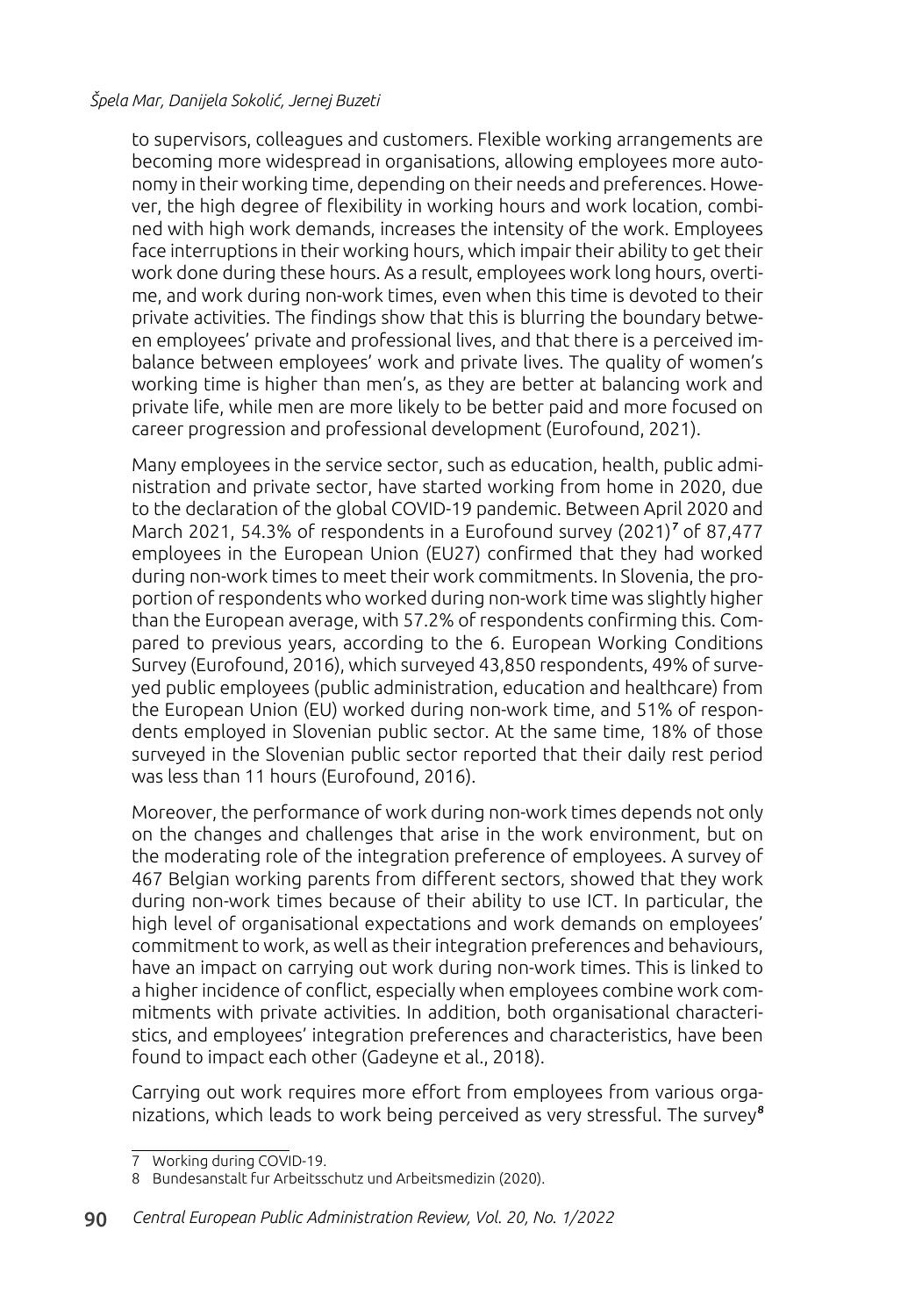to supervisors, colleagues and customers. Flexible working arrangements are becoming more widespread in organisations, allowing employees more autonomy in their working time, depending on their needs and preferences. However, the high degree of flexibility in working hours and work location, combined with high work demands, increases the intensity of the work. Employees face interruptions in their working hours, which impair their ability to get their work done during these hours. As a result, employees work long hours, overtime, and work during non-work times, even when this time is devoted to their private activities. The findings show that this is blurring the boundary between employees' private and professional lives, and that there is a perceived imbalance between employees' work and private lives. The quality of women's working time is higher than men's, as they are better at balancing work and private life, while men are more likely to be better paid and more focused on career progression and professional development (Eurofound, 2021).

Many employees in the service sector, such as education, health, public administration and private sector, have started working from home in 2020, due to the declaration of the global COVID-19 pandemic. Between April 2020 and March 2021, 54.3% of respondents in a Eurofound survey (2021)[7] of 87,477 employees in the European Union (EU27) confirmed that they had worked during non-work times to meet their work commitments. In Slovenia, the proportion of respondents who worked during non-work time was slightly higher than the European average, with 57.2% of respondents confirming this. Compared to previous years, according to the 6. European Working Conditions Survey (Eurofound, 2016), which surveyed 43,850 respondents, 49% of surveyed public employees (public administration, education and healthcare) from the European Union (EU) worked during non-work time, and 51% of respondents employed in Slovenian public sector. At the same time, 18% of those surveyed in the Slovenian public sector reported that their daily rest period was less than 11 hours (Eurofound, 2016).

Moreover, the performance of work during non-work times depends not only on the changes and challenges that arise in the work environment, but on the moderating role of the integration preference of employees. A survey of 467 Belgian working parents from different sectors, showed that they work during non-work times because of their ability to use ICT. In particular, the high level of organisational expectations and work demands on employees' commitment to work, as well as their integration preferences and behaviours, have an impact on carrying out work during non-work times. This is linked to a higher incidence of conflict, especially when employees combine work commitments with private activities. In addition, both organisational characteristics, and employees' integration preferences and characteristics, have been found to impact each other (Gadeyne et al., 2018).

Carrying out work requires more effort from employees from various organizations, which leads to work being perceived as very stressful. The survey[8]

---

7 Working during COVID-19.

8 Bundesanstalt fur Arbeitsschutz und Arbeitsmedizin (2020).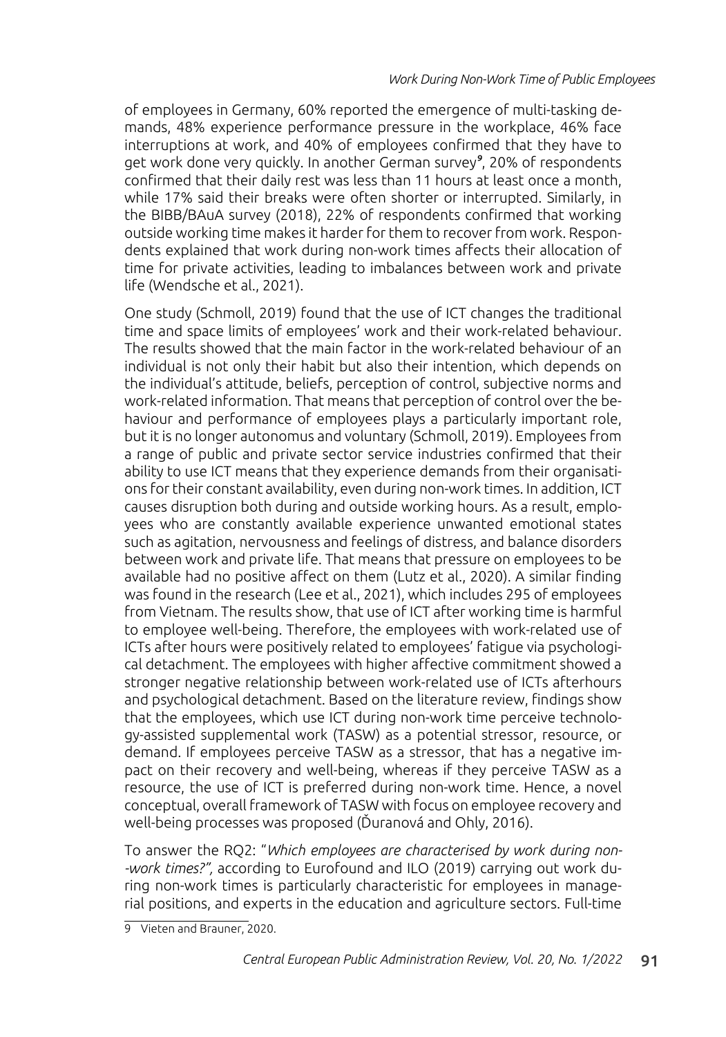of employees in Germany, 60% reported the emergence of multi-tasking demands, 48% experience performance pressure in the workplace, 46% face interruptions at work, and 40% of employees confirmed that they have to get work done very quickly. In another German survey[9], 20% of respondents confirmed that their daily rest was less than 11 hours at least once a month, while 17% said their breaks were often shorter or interrupted. Similarly, in the BIBB/BAuA survey (2018), 22% of respondents confirmed that working outside working time makes it harder for them to recover from work. Respondents explained that work during non-work times affects their allocation of time for private activities, leading to imbalances between work and private life (Wendsche et al., 2021).

One study (Schmoll, 2019) found that the use of ICT changes the traditional time and space limits of employees' work and their work-related behaviour. The results showed that the main factor in the work-related behaviour of an individual is not only their habit but also their intention, which depends on the individual's attitude, beliefs, perception of control, subjective norms and work-related information. That means that perception of control over the behaviour and performance of employees plays a particularly important role, but it is no longer autonomus and voluntary (Schmoll, 2019). Employees from a range of public and private sector service industries confirmed that their ability to use ICT means that they experience demands from their organisations for their constant availability, even during non-work times. In addition, ICT causes disruption both during and outside working hours. As a result, employees who are constantly available experience unwanted emotional states such as agitation, nervousness and feelings of distress, and balance disorders between work and private life. That means that pressure on employees to be available had no positive affect on them (Lutz et al., 2020). A similar finding was found in the research (Lee et al., 2021), which includes 295 of employees from Vietnam. The results show, that use of ICT after working time is harmful to employee well-being. Therefore, the employees with work-related use of ICTs after hours were positively related to employees' fatigue via psychological detachment. The employees with higher affective commitment showed a stronger negative relationship between work-related use of ICTs afterhours and psychological detachment. Based on the literature review, findings show that the employees, which use ICT during non-work time perceive technology-assisted supplemental work (TASW) as a potential stressor, resource, or demand. If employees perceive TASW as a stressor, that has a negative impact on their recovery and well-being, whereas if they perceive TASW as a resource, the use of ICT is preferred during non-work time. Hence, a novel conceptual, overall framework of TASW with focus on employee recovery and well-being processes was proposed (Ďuranová and Ohly, 2016).

To answer the RQ2: "*Which employees are characterised by work during non--work times?",* according to Eurofound and ILO (2019) carrying out work during non-work times is particularly characteristic for employees in managerial positions, and experts in the education and agriculture sectors. Full-time

9 Vieten and Brauner, 2020.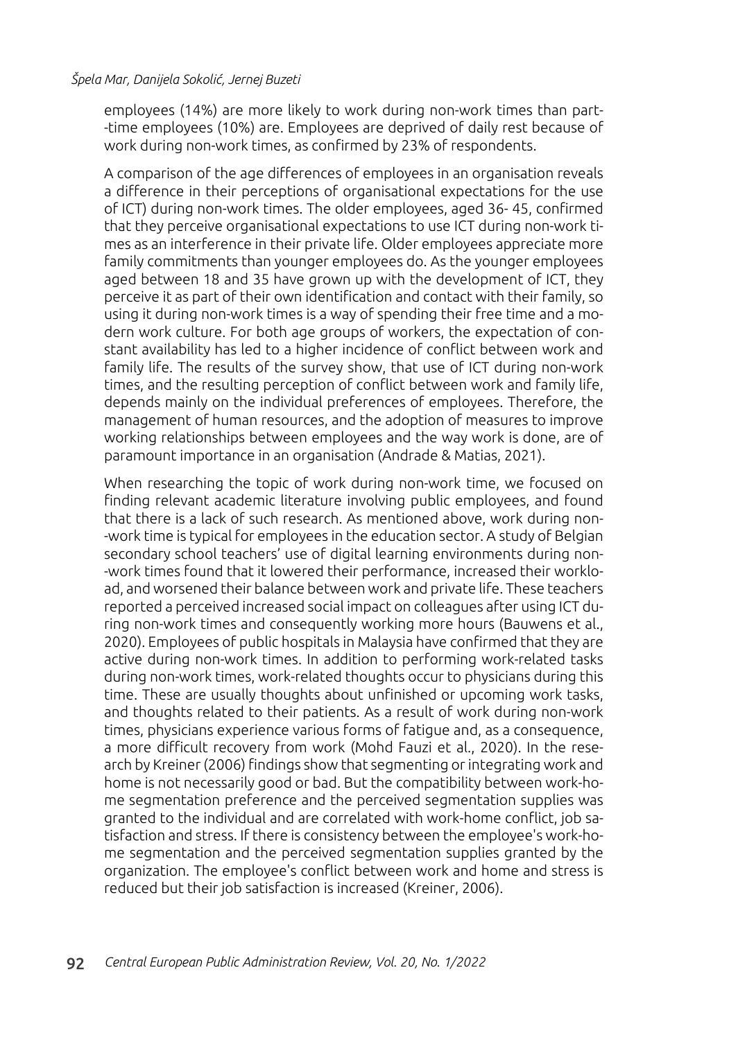employees (14%) are more likely to work during non-work times than part-time employees (10%) are. Employees are deprived of daily rest because of work during non-work times, as confirmed by 23% of respondents.

A comparison of the age differences of employees in an organisation reveals a difference in their perceptions of organisational expectations for the use of ICT) during non-work times. The older employees, aged 36- 45, confirmed that they perceive organisational expectations to use ICT during non-work times as an interference in their private life. Older employees appreciate more family commitments than younger employees do. As the younger employees aged between 18 and 35 have grown up with the development of ICT, they perceive it as part of their own identification and contact with their family, so using it during non-work times is a way of spending their free time and a modern work culture. For both age groups of workers, the expectation of constant availability has led to a higher incidence of conflict between work and family life. The results of the survey show, that use of ICT during non-work times, and the resulting perception of conflict between work and family life, depends mainly on the individual preferences of employees. Therefore, the management of human resources, and the adoption of measures to improve working relationships between employees and the way work is done, are of paramount importance in an organisation (Andrade & Matias, 2021).

When researching the topic of work during non-work time, we focused on finding relevant academic literature involving public employees, and found that there is a lack of such research. As mentioned above, work during non-work time is typical for employees in the education sector. A study of Belgian secondary school teachers' use of digital learning environments during non-work times found that it lowered their performance, increased their workload, and worsened their balance between work and private life. These teachers reported a perceived increased social impact on colleagues after using ICT during non-work times and consequently working more hours (Bauwens et al., 2020). Employees of public hospitals in Malaysia have confirmed that they are active during non-work times. In addition to performing work-related tasks during non-work times, work-related thoughts occur to physicians during this time. These are usually thoughts about unfinished or upcoming work tasks, and thoughts related to their patients. As a result of work during non-work times, physicians experience various forms of fatigue and, as a consequence, a more difficult recovery from work (Mohd Fauzi et al., 2020). In the research by Kreiner (2006) findings show that segmenting or integrating work and home is not necessarily good or bad. But the compatibility between work-home segmentation preference and the perceived segmentation supplies was granted to the individual and are correlated with work-home conflict, job satisfaction and stress. If there is consistency between the employee's work-home segmentation and the perceived segmentation supplies granted by the organization. The employee's conflict between work and home and stress is reduced but their job satisfaction is increased (Kreiner, 2006).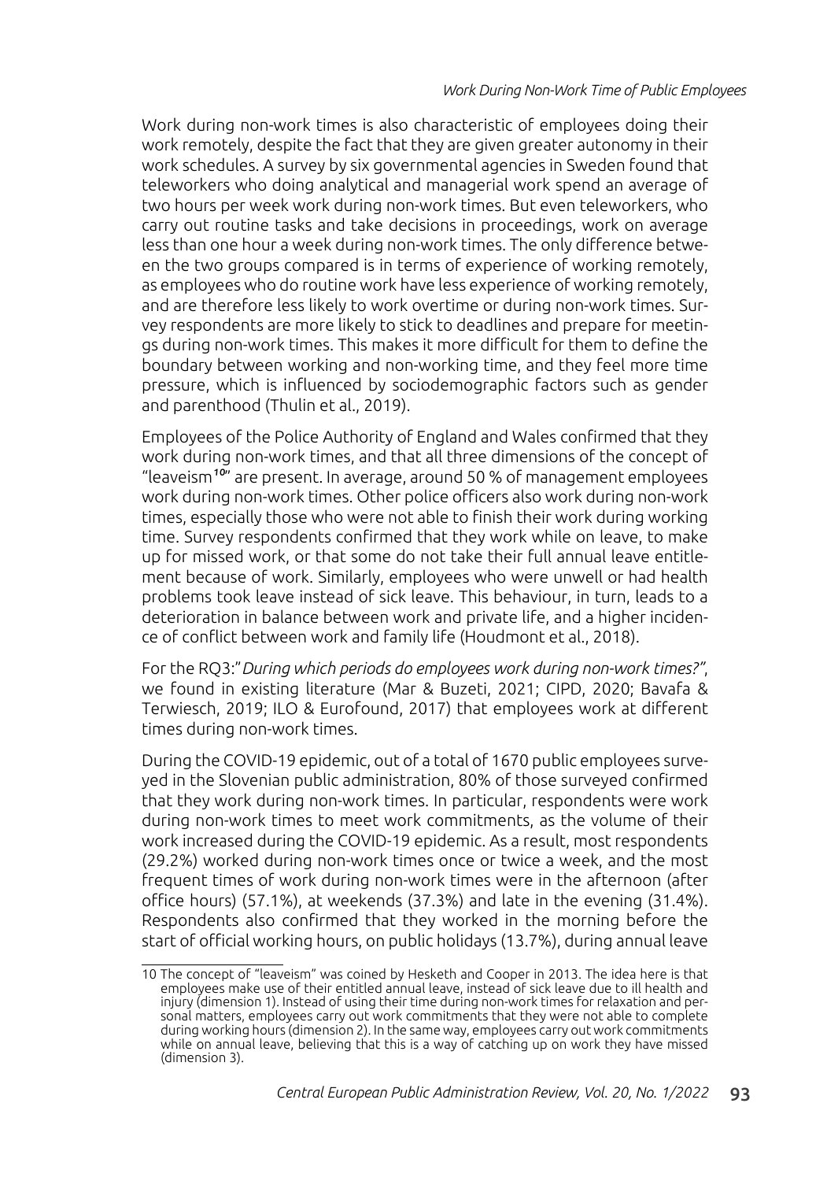Work during non-work times is also characteristic of employees doing their work remotely, despite the fact that they are given greater autonomy in their work schedules. A survey by six governmental agencies in Sweden found that teleworkers who doing analytical and managerial work spend an average of two hours per week work during non-work times. But even teleworkers, who carry out routine tasks and take decisions in proceedings, work on average less than one hour a week during non-work times. The only difference between the two groups compared is in terms of experience of working remotely, as employees who do routine work have less experience of working remotely, and are therefore less likely to work overtime or during non-work times. Survey respondents are more likely to stick to deadlines and prepare for meetings during non-work times. This makes it more difficult for them to define the boundary between working and non-working time, and they feel more time pressure, which is influenced by sociodemographic factors such as gender and parenthood (Thulin et al., 2019).

Employees of the Police Authority of England and Wales confirmed that they work during non-work times, and that all three dimensions of the concept of "leaveism[10]" are present. In average, around 50 % of management employees work during non-work times. Other police officers also work during non-work times, especially those who were not able to finish their work during working time. Survey respondents confirmed that they work while on leave, to make up for missed work, or that some do not take their full annual leave entitlement because of work. Similarly, employees who were unwell or had health problems took leave instead of sick leave. This behaviour, in turn, leads to a deterioration in balance between work and private life, and a higher incidence of conflict between work and family life (Houdmont et al., 2018).

For the RQ3:"*During which periods do employees work during non-work times?*", we found in existing literature (Mar & Buzeti, 2021; CIPD, 2020; Bavafa & Terwiesch, 2019; ILO & Eurofound, 2017) that employees work at different times during non-work times.

During the COVID-19 epidemic, out of a total of 1670 public employees surveyed in the Slovenian public administration, 80% of those surveyed confirmed that they work during non-work times. In particular, respondents were work during non-work times to meet work commitments, as the volume of their work increased during the COVID-19 epidemic. As a result, most respondents (29.2%) worked during non-work times once or twice a week, and the most frequent times of work during non-work times were in the afternoon (after office hours) (57.1%), at weekends (37.3%) and late in the evening (31.4%). Respondents also confirmed that they worked in the morning before the start of official working hours, on public holidays (13.7%), during annual leave

10 The concept of "leaveism" was coined by Hesketh and Cooper in 2013. The idea here is that employees make use of their entitled annual leave, instead of sick leave due to ill health and injury (dimension 1). Instead of using their time during non-work times for relaxation and personal matters, employees carry out work commitments that they were not able to complete during working hours (dimension 2). In the same way, employees carry out work commitments while on annual leave, believing that this is a way of catching up on work they have missed (dimension 3).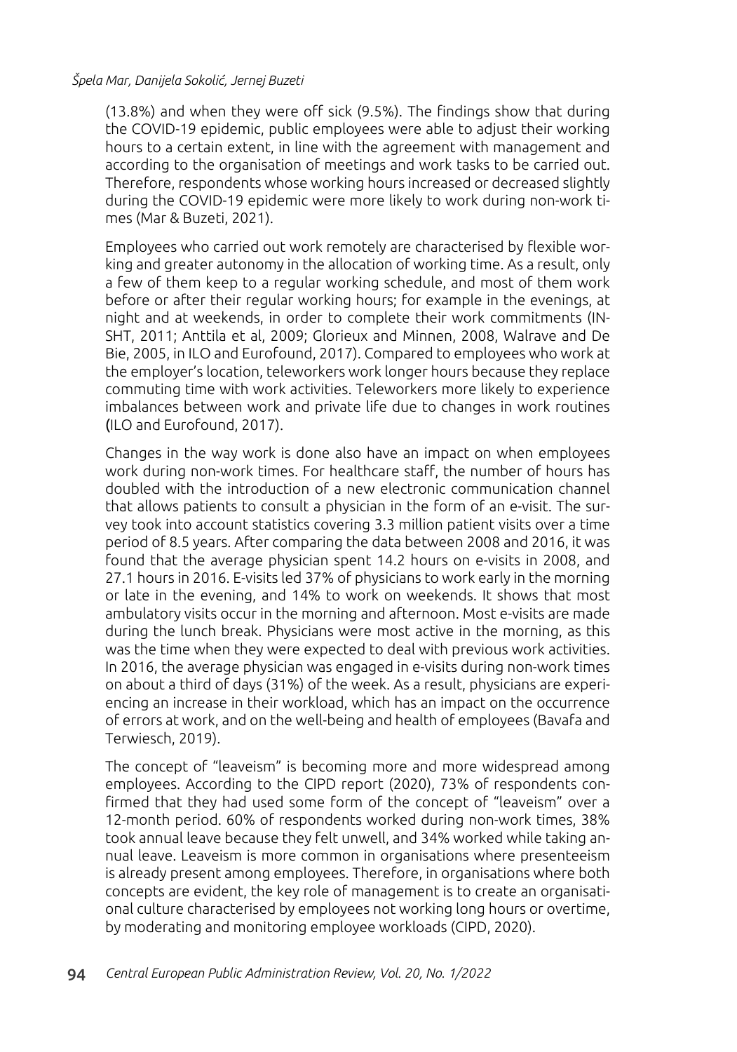(13.8%) and when they were off sick (9.5%). The findings show that during the COVID-19 epidemic, public employees were able to adjust their working hours to a certain extent, in line with the agreement with management and according to the organisation of meetings and work tasks to be carried out. Therefore, respondents whose working hours increased or decreased slightly during the COVID-19 epidemic were more likely to work during non-work times (Mar & Buzeti, 2021).

Employees who carried out work remotely are characterised by flexible working and greater autonomy in the allocation of working time. As a result, only a few of them keep to a regular working schedule, and most of them work before or after their regular working hours; for example in the evenings, at night and at weekends, in order to complete their work commitments (INSHT, 2011; Anttila et al, 2009; Glorieux and Minnen, 2008, Walrave and De Bie, 2005, in ILO and Eurofound, 2017). Compared to employees who work at the employer's location, teleworkers work longer hours because they replace commuting time with work activities. Teleworkers more likely to experience imbalances between work and private life due to changes in work routines (ILO and Eurofound, 2017).

Changes in the way work is done also have an impact on when employees work during non-work times. For healthcare staff, the number of hours has doubled with the introduction of a new electronic communication channel that allows patients to consult a physician in the form of an e-visit. The survey took into account statistics covering 3.3 million patient visits over a time period of 8.5 years. After comparing the data between 2008 and 2016, it was found that the average physician spent 14.2 hours on e-visits in 2008, and 27.1 hours in 2016. E-visits led 37% of physicians to work early in the morning or late in the evening, and 14% to work on weekends. It shows that most ambulatory visits occur in the morning and afternoon. Most e-visits are made during the lunch break. Physicians were most active in the morning, as this was the time when they were expected to deal with previous work activities. In 2016, the average physician was engaged in e-visits during non-work times on about a third of days (31%) of the week. As a result, physicians are experiencing an increase in their workload, which has an impact on the occurrence of errors at work, and on the well-being and health of employees (Bavafa and Terwiesch, 2019).

The concept of "leaveism" is becoming more and more widespread among employees. According to the CIPD report (2020), 73% of respondents confirmed that they had used some form of the concept of "leaveism" over a 12-month period. 60% of respondents worked during non-work times, 38% took annual leave because they felt unwell, and 34% worked while taking annual leave. Leaveism is more common in organisations where presenteeism is already present among employees. Therefore, in organisations where both concepts are evident, the key role of management is to create an organisational culture characterised by employees not working long hours or overtime, by moderating and monitoring employee workloads (CIPD, 2020).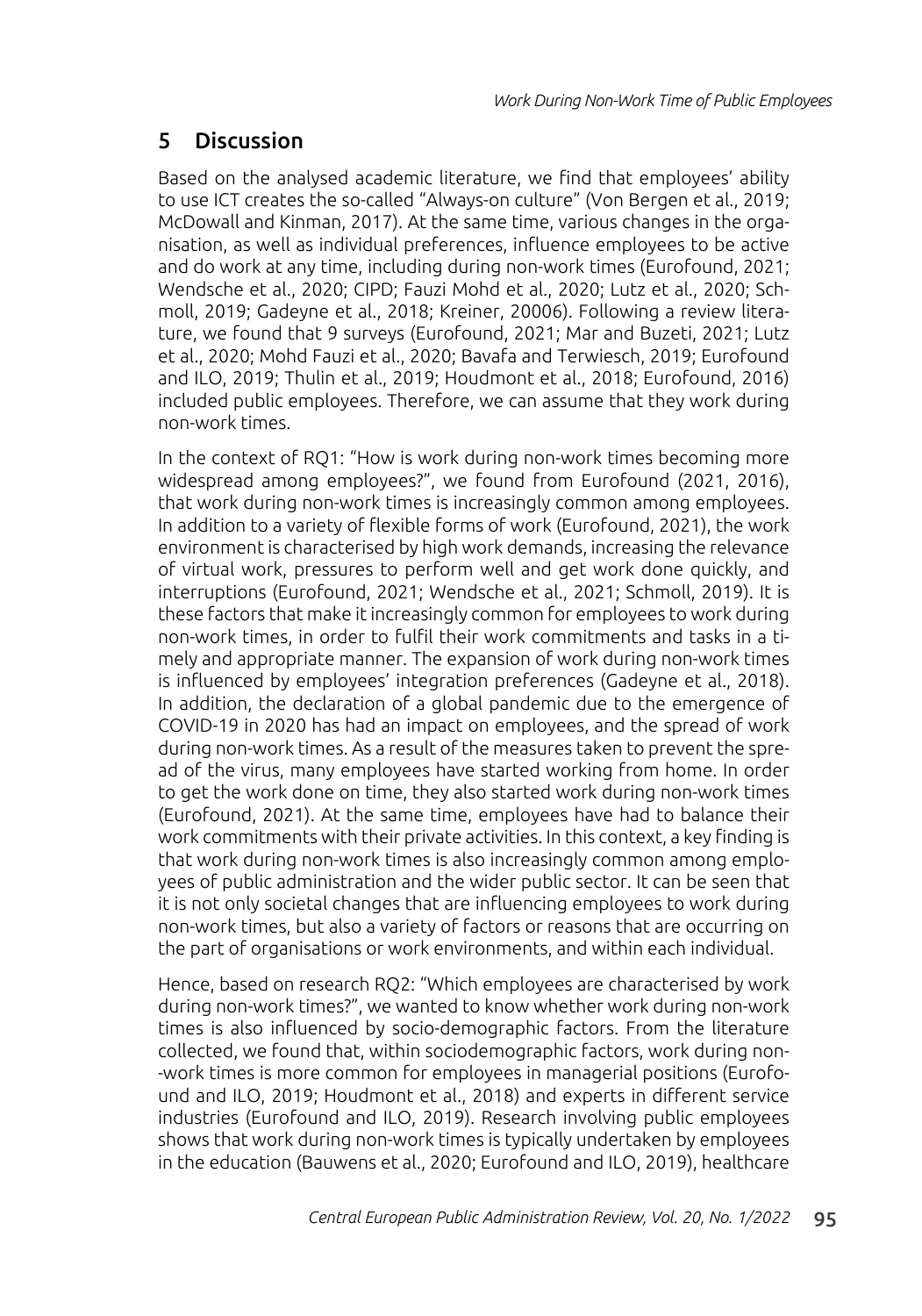## 5 Discussion

Based on the analysed academic literature, we find that employees' ability to use ICT creates the so-called "Always-on culture" (Von Bergen et al., 2019; McDowall and Kinman, 2017). At the same time, various changes in the organisation, as well as individual preferences, influence employees to be active and do work at any time, including during non-work times (Eurofound, 2021; Wendsche et al., 2020; CIPD; Fauzi Mohd et al., 2020; Lutz et al., 2020; Schmoll, 2019; Gadeyne et al., 2018; Kreiner, 20006). Following a review literature, we found that 9 surveys (Eurofound, 2021; Mar and Buzeti, 2021; Lutz et al., 2020; Mohd Fauzi et al., 2020; Bavafa and Terwiesch, 2019; Eurofound and ILO, 2019; Thulin et al., 2019; Houdmont et al., 2018; Eurofound, 2016) included public employees. Therefore, we can assume that they work during non-work times.

In the context of RQ1: "How is work during non-work times becoming more widespread among employees?", we found from Eurofound (2021, 2016), that work during non-work times is increasingly common among employees. In addition to a variety of flexible forms of work (Eurofound, 2021), the work environment is characterised by high work demands, increasing the relevance of virtual work, pressures to perform well and get work done quickly, and interruptions (Eurofound, 2021; Wendsche et al., 2021; Schmoll, 2019). It is these factors that make it increasingly common for employees to work during non-work times, in order to fulfil their work commitments and tasks in a timely and appropriate manner. The expansion of work during non-work times is influenced by employees' integration preferences (Gadeyne et al., 2018). In addition, the declaration of a global pandemic due to the emergence of COVID-19 in 2020 has had an impact on employees, and the spread of work during non-work times. As a result of the measures taken to prevent the spread of the virus, many employees have started working from home. In order to get the work done on time, they also started work during non-work times (Eurofound, 2021). At the same time, employees have had to balance their work commitments with their private activities. In this context, a key finding is that work during non-work times is also increasingly common among employees of public administration and the wider public sector. It can be seen that it is not only societal changes that are influencing employees to work during non-work times, but also a variety of factors or reasons that are occurring on the part of organisations or work environments, and within each individual.

Hence, based on research RQ2: "Which employees are characterised by work during non-work times?", we wanted to know whether work during non-work times is also influenced by socio-demographic factors. From the literature collected, we found that, within sociodemographic factors, work during non-work times is more common for employees in managerial positions (Eurofound and ILO, 2019; Houdmont et al., 2018) and experts in different service industries (Eurofound and ILO, 2019). Research involving public employees shows that work during non-work times is typically undertaken by employees in the education (Bauwens et al., 2020; Eurofound and ILO, 2019), healthcare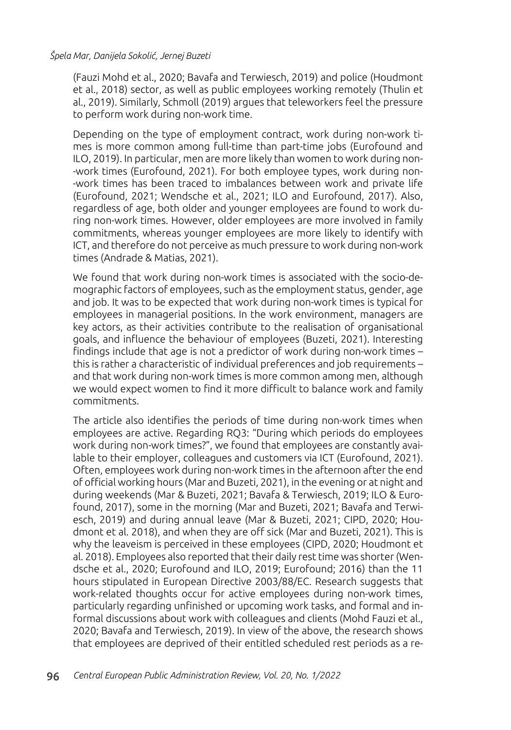(Fauzi Mohd et al., 2020; Bavafa and Terwiesch, 2019) and police (Houdmont et al., 2018) sector, as well as public employees working remotely (Thulin et al., 2019). Similarly, Schmoll (2019) argues that teleworkers feel the pressure to perform work during non-work time.

Depending on the type of employment contract, work during non-work times is more common among full-time than part-time jobs (Eurofound and ILO, 2019). In particular, men are more likely than women to work during non-work times (Eurofound, 2021). For both employee types, work during non-work times has been traced to imbalances between work and private life (Eurofound, 2021; Wendsche et al., 2021; ILO and Eurofound, 2017). Also, regardless of age, both older and younger employees are found to work during non-work times. However, older employees are more involved in family commitments, whereas younger employees are more likely to identify with ICT, and therefore do not perceive as much pressure to work during non-work times (Andrade & Matias, 2021).

We found that work during non-work times is associated with the socio-demographic factors of employees, such as the employment status, gender, age and job. It was to be expected that work during non-work times is typical for employees in managerial positions. In the work environment, managers are key actors, as their activities contribute to the realisation of organisational goals, and influence the behaviour of employees (Buzeti, 2021). Interesting findings include that age is not a predictor of work during non-work times – this is rather a characteristic of individual preferences and job requirements – and that work during non-work times is more common among men, although we would expect women to find it more difficult to balance work and family commitments.

The article also identifies the periods of time during non-work times when employees are active. Regarding RQ3: "During which periods do employees work during non-work times?", we found that employees are constantly available to their employer, colleagues and customers via ICT (Eurofound, 2021). Often, employees work during non-work times in the afternoon after the end of official working hours (Mar and Buzeti, 2021), in the evening or at night and during weekends (Mar & Buzeti, 2021; Bavafa & Terwiesch, 2019; ILO & Eurofound, 2017), some in the morning (Mar and Buzeti, 2021; Bavafa and Terwiesch, 2019) and during annual leave (Mar & Buzeti, 2021; CIPD, 2020; Houdmont et al. 2018), and when they are off sick (Mar and Buzeti, 2021). This is why the leaveism is perceived in these employees (CIPD, 2020; Houdmont et al. 2018). Employees also reported that their daily rest time was shorter (Wendsche et al., 2020; Eurofound and ILO, 2019; Eurofound; 2016) than the 11 hours stipulated in European Directive 2003/88/EC. Research suggests that work-related thoughts occur for active employees during non-work times, particularly regarding unfinished or upcoming work tasks, and formal and informal discussions about work with colleagues and clients (Mohd Fauzi et al., 2020; Bavafa and Terwiesch, 2019). In view of the above, the research shows that employees are deprived of their entitled scheduled rest periods as a re-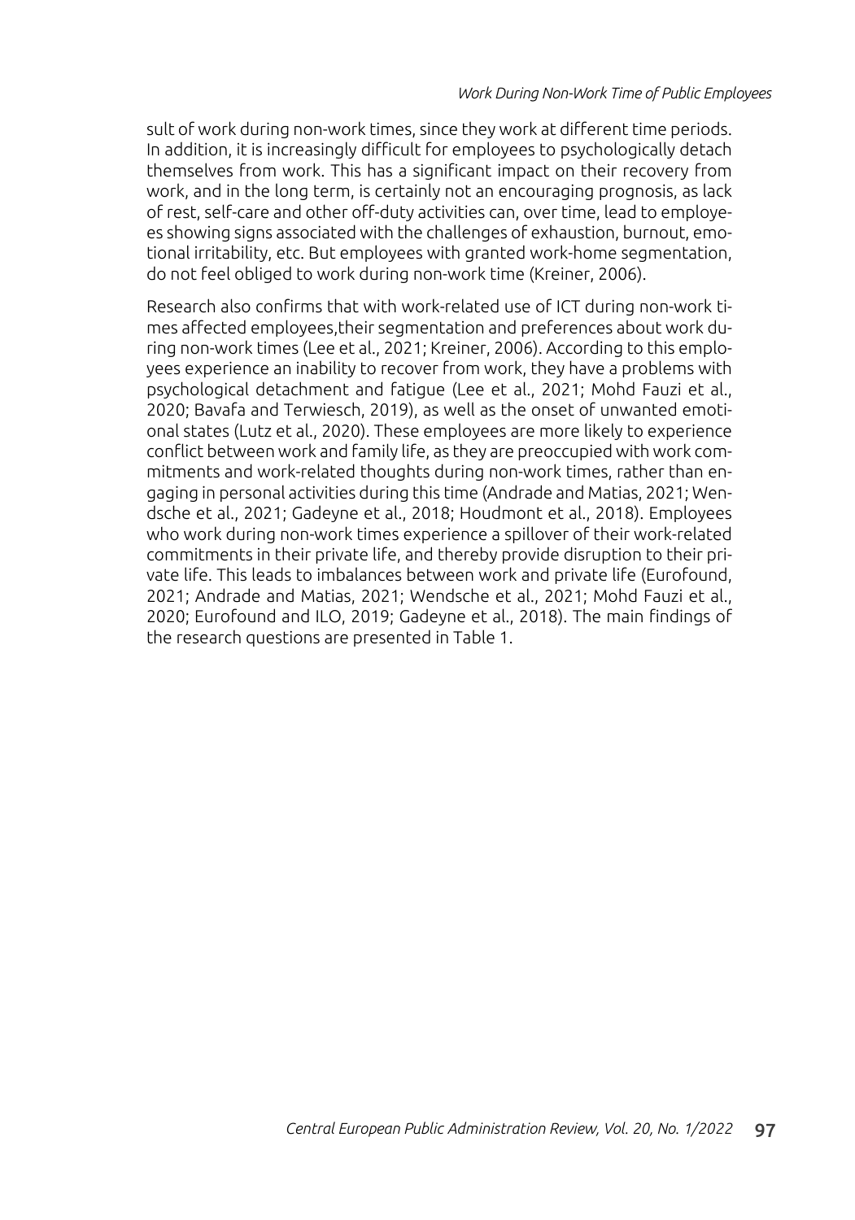sult of work during non-work times, since they work at different time periods. In addition, it is increasingly difficult for employees to psychologically detach themselves from work. This has a significant impact on their recovery from work, and in the long term, is certainly not an encouraging prognosis, as lack of rest, self-care and other off-duty activities can, over time, lead to employees showing signs associated with the challenges of exhaustion, burnout, emotional irritability, etc. But employees with granted work-home segmentation, do not feel obliged to work during non-work time (Kreiner, 2006).

Research also confirms that with work-related use of ICT during non-work times affected employees,their segmentation and preferences about work during non-work times (Lee et al., 2021; Kreiner, 2006). According to this employees experience an inability to recover from work, they have a problems with psychological detachment and fatigue (Lee et al., 2021; Mohd Fauzi et al., 2020; Bavafa and Terwiesch, 2019), as well as the onset of unwanted emotional states (Lutz et al., 2020). These employees are more likely to experience conflict between work and family life, as they are preoccupied with work commitments and work-related thoughts during non-work times, rather than engaging in personal activities during this time (Andrade and Matias, 2021; Wendsche et al., 2021; Gadeyne et al., 2018; Houdmont et al., 2018). Employees who work during non-work times experience a spillover of their work-related commitments in their private life, and thereby provide disruption to their private life. This leads to imbalances between work and private life (Eurofound, 2021; Andrade and Matias, 2021; Wendsche et al., 2021; Mohd Fauzi et al., 2020; Eurofound and ILO, 2019; Gadeyne et al., 2018). The main findings of the research questions are presented in Table 1.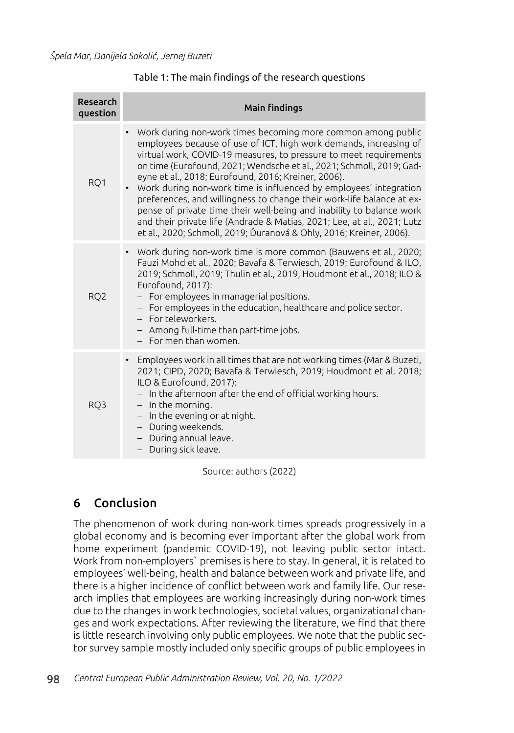Table 1: The main findings of the research questions

| Research question | Main findings |
|---|---|
| RQ1 | • Work during non-work times becoming more common among public employees because of use of ICT, high work demands, increasing of virtual work, COVID-19 measures, to pressure to meet requirements on time (Eurofound, 2021; Wendsche et al., 2021; Schmoll, 2019; Gadeyne et al., 2018; Eurofound, 2016; Kreiner, 2006).<br>• Work during non-work time is influenced by employees' integration preferences, and willingness to change their work-life balance at expense of private time their well-being and inability to balance work and their private life (Andrade & Matias, 2021; Lee, at al., 2021; Lutz et al., 2020; Schmoll, 2019; Ďuranová & Ohly, 2016; Kreiner, 2006). |
| RQ2 | • Work during non-work time is more common (Bauwens et al., 2020; Fauzi Mohd et al., 2020; Bavafa & Terwiesch, 2019; Eurofound & ILO, 2019; Schmoll, 2019; Thulin et al., 2019, Houdmont et al., 2018; ILO & Eurofound, 2017):<br>– For employees in managerial positions.<br>– For employees in the education, healthcare and police sector.<br>– For teleworkers.<br>– Among full-time than part-time jobs.<br>– For men than women. |
| RQ3 | • Employees work in all times that are not working times (Mar & Buzeti, 2021; CIPD, 2020; Bavafa & Terwiesch, 2019; Houdmont et al. 2018; ILO & Eurofound, 2017):<br>– In the afternoon after the end of official working hours.<br>– In the morning.<br>– In the evening or at night.<br>– During weekends.<br>– During annual leave.<br>– During sick leave. |

Source: authors (2022)

## 6 Conclusion

The phenomenon of work during non-work times spreads progressively in a global economy and is becoming ever important after the global work from home experiment (pandemic COVID-19), not leaving public sector intact. Work from non-employers` premises is here to stay. In general, it is related to employees' well-being, health and balance between work and private life, and there is a higher incidence of conflict between work and family life. Our research implies that employees are working increasingly during non-work times due to the changes in work technologies, societal values, organizational changes and work expectations. After reviewing the literature, we find that there is little research involving only public employees. We note that the public sector survey sample mostly included only specific groups of public employees in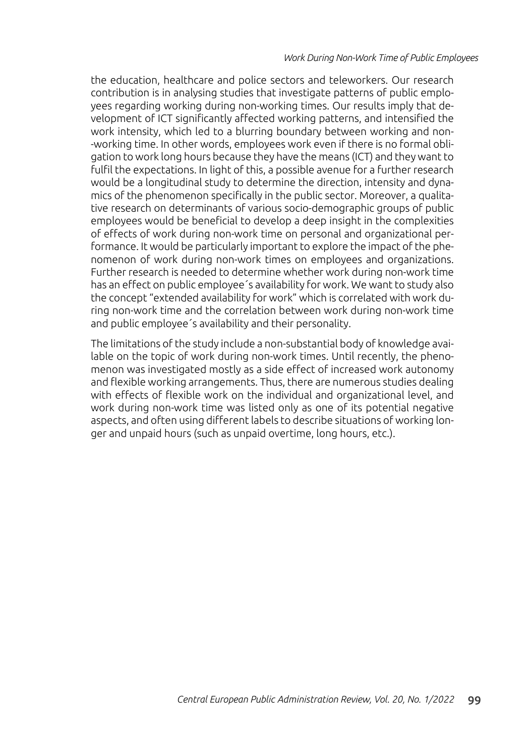the education, healthcare and police sectors and teleworkers. Our research contribution is in analysing studies that investigate patterns of public employees regarding working during non-working times. Our results imply that development of ICT significantly affected working patterns, and intensified the work intensity, which led to a blurring boundary between working and non-working time. In other words, employees work even if there is no formal obligation to work long hours because they have the means (ICT) and they want to fulfil the expectations. In light of this, a possible avenue for a further research would be a longitudinal study to determine the direction, intensity and dynamics of the phenomenon specifically in the public sector. Moreover, a qualitative research on determinants of various socio-demographic groups of public employees would be beneficial to develop a deep insight in the complexities of effects of work during non-work time on personal and organizational performance. It would be particularly important to explore the impact of the phenomenon of work during non-work times on employees and organizations. Further research is needed to determine whether work during non-work time has an effect on public employee´s availability for work. We want to study also the concept "extended availability for work" which is correlated with work during non-work time and the correlation between work during non-work time and public employee´s availability and their personality.

The limitations of the study include a non-substantial body of knowledge available on the topic of work during non-work times. Until recently, the phenomenon was investigated mostly as a side effect of increased work autonomy and flexible working arrangements. Thus, there are numerous studies dealing with effects of flexible work on the individual and organizational level, and work during non-work time was listed only as one of its potential negative aspects, and often using different labels to describe situations of working longer and unpaid hours (such as unpaid overtime, long hours, etc.).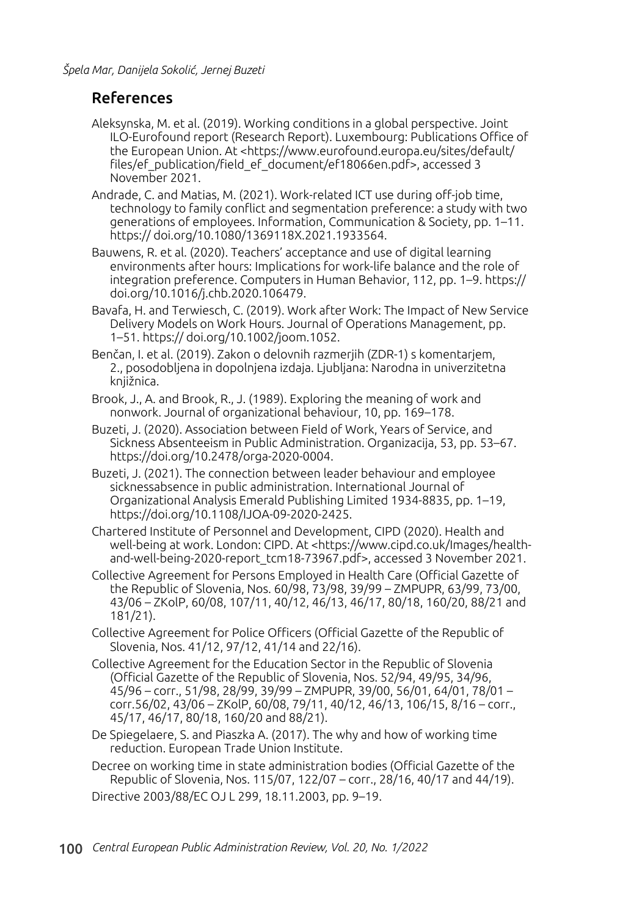## References

Aleksynska, M. et al. (2019). Working conditions in a global perspective. Joint ILO-Eurofound report (Research Report). Luxembourg: Publications Office of the European Union. At <https://www.eurofound.europa.eu/sites/default/files/ef_publication/field_ef_document/ef18066en.pdf>, accessed 3 November 2021.

Andrade, C. and Matias, M. (2021). Work-related ICT use during off-job time, technology to family conflict and segmentation preference: a study with two generations of employees. Information, Communication & Society, pp. 1–11. https:// doi.org/10.1080/1369118X.2021.1933564.

Bauwens, R. et al. (2020). Teachers' acceptance and use of digital learning environments after hours: Implications for work-life balance and the role of integration preference. Computers in Human Behavior, 112, pp. 1–9. https:// doi.org/10.1016/j.chb.2020.106479.

Bavafa, H. and Terwiesch, C. (2019). Work after Work: The Impact of New Service Delivery Models on Work Hours. Journal of Operations Management, pp. 1–51. https:// doi.org/10.1002/joom.1052.

Benčan, I. et al. (2019). Zakon o delovnih razmerjih (ZDR-1) s komentarjem, 2., posodobljena in dopolnjena izdaja. Ljubljana: Narodna in univerzitetna knjižnica.

Brook, J., A. and Brook, R., J. (1989). Exploring the meaning of work and nonwork. Journal of organizational behaviour, 10, pp. 169–178.

Buzeti, J. (2020). Association between Field of Work, Years of Service, and Sickness Absenteeism in Public Administration. Organizacija, 53, pp. 53–67. https://doi.org/10.2478/orga-2020-0004.

Buzeti, J. (2021). The connection between leader behaviour and employee sicknessabsence in public administration. International Journal of Organizational Analysis Emerald Publishing Limited 1934-8835, pp. 1–19, https://doi.org/10.1108/IJOA-09-2020-2425.

Chartered Institute of Personnel and Development, CIPD (2020). Health and well-being at work. London: CIPD. At <https://www.cipd.co.uk/Images/health-and-well-being-2020-report_tcm18-73967.pdf>, accessed 3 November 2021.

Collective Agreement for Persons Employed in Health Care (Official Gazette of the Republic of Slovenia, Nos. 60/98, 73/98, 39/99 – ZMPUPR, 63/99, 73/00, 43/06 – ZKolP, 60/08, 107/11, 40/12, 46/13, 46/17, 80/18, 160/20, 88/21 and 181/21).

Collective Agreement for Police Officers (Official Gazette of the Republic of Slovenia, Nos. 41/12, 97/12, 41/14 and 22/16).

Collective Agreement for the Education Sector in the Republic of Slovenia (Official Gazette of the Republic of Slovenia, Nos. 52/94, 49/95, 34/96, 45/96 – corr., 51/98, 28/99, 39/99 – ZMPUPR, 39/00, 56/01, 64/01, 78/01 – corr.56/02, 43/06 – ZKolP, 60/08, 79/11, 40/12, 46/13, 106/15, 8/16 – corr., 45/17, 46/17, 80/18, 160/20 and 88/21).

De Spiegelaere, S. and Piaszka A. (2017). The why and how of working time reduction. European Trade Union Institute.

Decree on working time in state administration bodies (Official Gazette of the Republic of Slovenia, Nos. 115/07, 122/07 – corr., 28/16, 40/17 and 44/19).

Directive 2003/88/EC OJ L 299, 18.11.2003, pp. 9–19.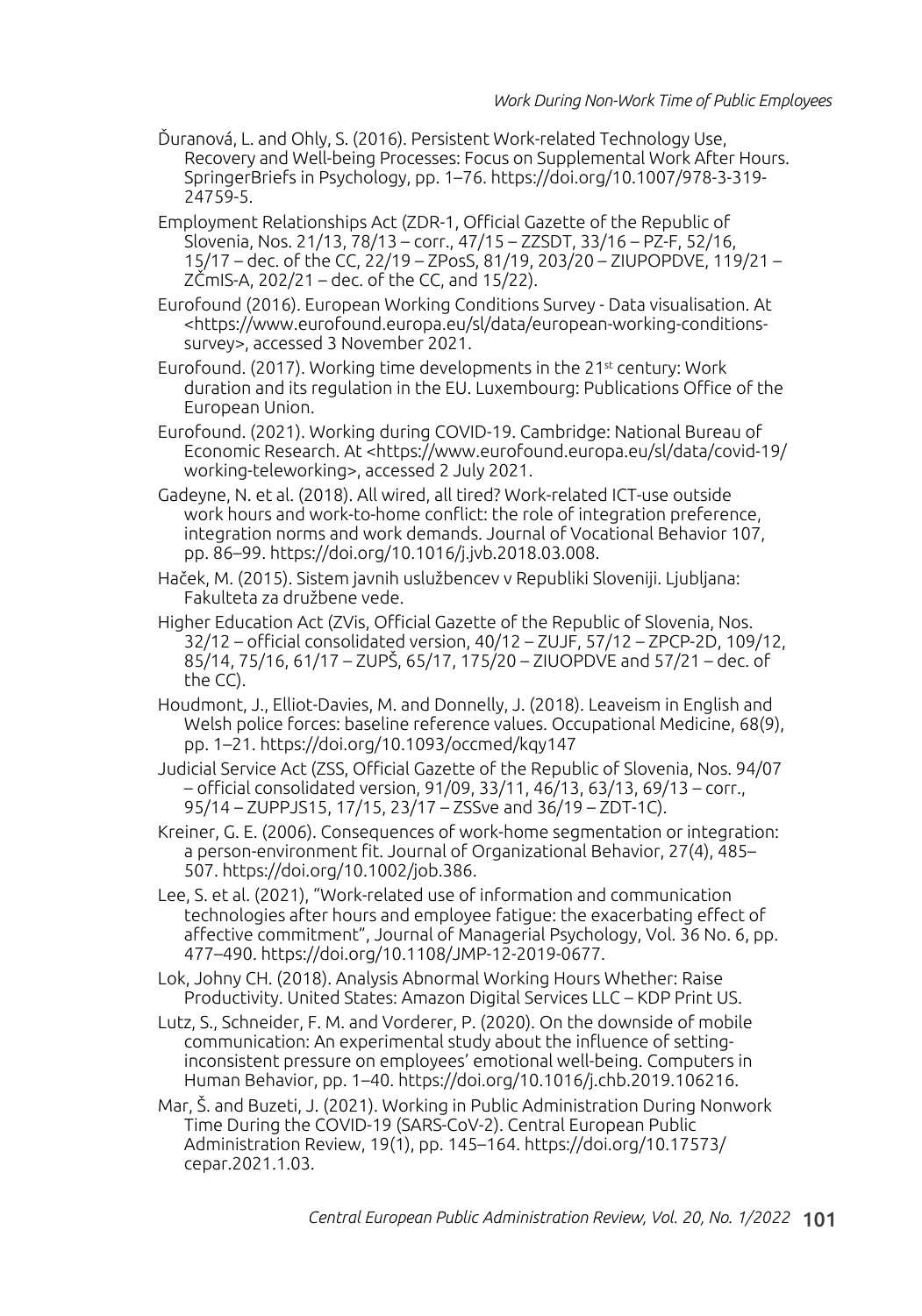Ďuranová, L. and Ohly, S. (2016). Persistent Work-related Technology Use, Recovery and Well-being Processes: Focus on Supplemental Work After Hours. SpringerBriefs in Psychology, pp. 1–76. https://doi.org/10.1007/978-3-319-24759-5.

Employment Relationships Act (ZDR-1, Official Gazette of the Republic of Slovenia, Nos. 21/13, 78/13 – corr., 47/15 – ZZSDT, 33/16 – PZ-F, 52/16, 15/17 – dec. of the CC, 22/19 – ZPosS, 81/19, 203/20 – ZIUPOPDVE, 119/21 – ZČmIS-A, 202/21 – dec. of the CC, and 15/22).

Eurofound (2016). European Working Conditions Survey - Data visualisation. At <https://www.eurofound.europa.eu/sl/data/european-working-conditions-survey>, accessed 3 November 2021.

Eurofound. (2017). Working time developments in the 21st century: Work duration and its regulation in the EU. Luxembourg: Publications Office of the European Union.

Eurofound. (2021). Working during COVID-19. Cambridge: National Bureau of Economic Research. At <https://www.eurofound.europa.eu/sl/data/covid-19/working-teleworking>, accessed 2 July 2021.

Gadeyne, N. et al. (2018). All wired, all tired? Work-related ICT-use outside work hours and work-to-home conflict: the role of integration preference, integration norms and work demands. Journal of Vocational Behavior 107, pp. 86–99. https://doi.org/10.1016/j.jvb.2018.03.008.

Haček, M. (2015). Sistem javnih uslužbencev v Republiki Sloveniji. Ljubljana: Fakulteta za družbene vede.

Higher Education Act (ZVis, Official Gazette of the Republic of Slovenia, Nos. 32/12 – official consolidated version, 40/12 – ZUJF, 57/12 – ZPCP-2D, 109/12, 85/14, 75/16, 61/17 – ZUPŠ, 65/17, 175/20 – ZIUOPDVE and 57/21 – dec. of the CC).

Houdmont, J., Elliot-Davies, M. and Donnelly, J. (2018). Leaveism in English and Welsh police forces: baseline reference values. Occupational Medicine, 68(9), pp. 1–21. https://doi.org/10.1093/occmed/kqy147

Judicial Service Act (ZSS, Official Gazette of the Republic of Slovenia, Nos. 94/07 – official consolidated version, 91/09, 33/11, 46/13, 63/13, 69/13 – corr., 95/14 – ZUPPJS15, 17/15, 23/17 – ZSSve and 36/19 – ZDT-1C).

Kreiner, G. E. (2006). Consequences of work-home segmentation or integration: a person-environment fit. Journal of Organizational Behavior, 27(4), 485–507. https://doi.org/10.1002/job.386.

Lee, S. et al. (2021), "Work-related use of information and communication technologies after hours and employee fatigue: the exacerbating effect of affective commitment", Journal of Managerial Psychology, Vol. 36 No. 6, pp. 477–490. https://doi.org/10.1108/JMP-12-2019-0677.

Lok, Johny CH. (2018). Analysis Abnormal Working Hours Whether: Raise Productivity. United States: Amazon Digital Services LLC – KDP Print US.

Lutz, S., Schneider, F. M. and Vorderer, P. (2020). On the downside of mobile communication: An experimental study about the influence of setting-inconsistent pressure on employees' emotional well-being. Computers in Human Behavior, pp. 1–40. https://doi.org/10.1016/j.chb.2019.106216.

Mar, Š. and Buzeti, J. (2021). Working in Public Administration During Nonwork Time During the COVID-19 (SARS-CoV-2). Central European Public Administration Review, 19(1), pp. 145–164. https://doi.org/10.17573/cepar.2021.1.03.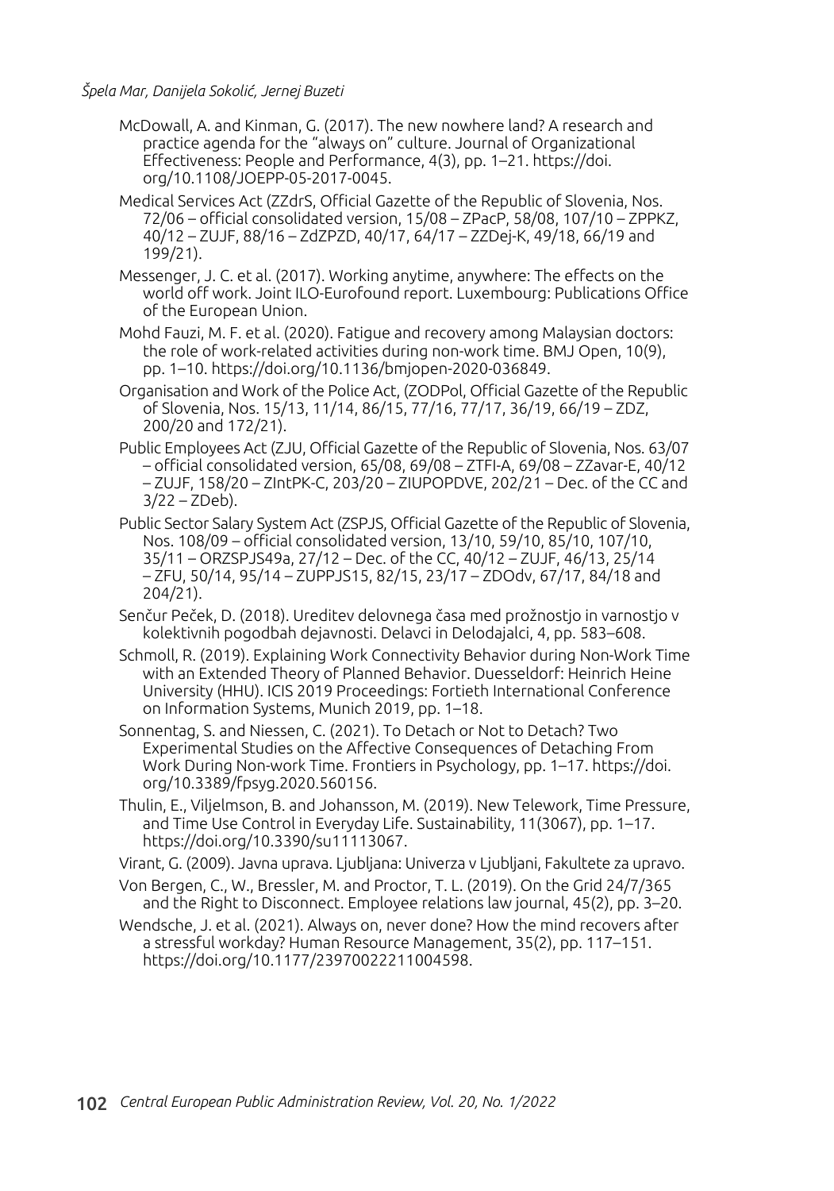McDowall, A. and Kinman, G. (2017). The new nowhere land? A research and practice agenda for the "always on" culture. Journal of Organizational Effectiveness: People and Performance, 4(3), pp. 1–21. https://doi.org/10.1108/JOEPP-05-2017-0045.

Medical Services Act (ZZdrS, Official Gazette of the Republic of Slovenia, Nos. 72/06 – official consolidated version, 15/08 – ZPacP, 58/08, 107/10 – ZPPKZ, 40/12 – ZUJF, 88/16 – ZdZPZD, 40/17, 64/17 – ZZDej-K, 49/18, 66/19 and 199/21).

Messenger, J. C. et al. (2017). Working anytime, anywhere: The effects on the world off work. Joint ILO-Eurofound report. Luxembourg: Publications Office of the European Union.

Mohd Fauzi, M. F. et al. (2020). Fatigue and recovery among Malaysian doctors: the role of work-related activities during non-work time. BMJ Open, 10(9), pp. 1–10. https://doi.org/10.1136/bmjopen-2020-036849.

Organisation and Work of the Police Act, (ZODPol, Official Gazette of the Republic of Slovenia, Nos. 15/13, 11/14, 86/15, 77/16, 77/17, 36/19, 66/19 – ZDZ, 200/20 and 172/21).

Public Employees Act (ZJU, Official Gazette of the Republic of Slovenia, Nos. 63/07 – official consolidated version, 65/08, 69/08 – ZTFI-A, 69/08 – ZZavar-E, 40/12 – ZUJF, 158/20 – ZIntPK-C, 203/20 – ZIUPOPDVE, 202/21 – Dec. of the CC and 3/22 – ZDeb).

Public Sector Salary System Act (ZSPJS, Official Gazette of the Republic of Slovenia, Nos. 108/09 – official consolidated version, 13/10, 59/10, 85/10, 107/10, 35/11 – ORZSPJS49a, 27/12 – Dec. of the CC, 40/12 – ZUJF, 46/13, 25/14 – ZFU, 50/14, 95/14 – ZUPPJS15, 82/15, 23/17 – ZDOdv, 67/17, 84/18 and 204/21).

Senčur Peček, D. (2018). Ureditev delovnega časa med prožnostjo in varnostjo v kolektivnih pogodbah dejavnosti. Delavci in Delodajalci, 4, pp. 583–608.

Schmoll, R. (2019). Explaining Work Connectivity Behavior during Non-Work Time with an Extended Theory of Planned Behavior. Duesseldorf: Heinrich Heine University (HHU). ICIS 2019 Proceedings: Fortieth International Conference on Information Systems, Munich 2019, pp. 1–18.

Sonnentag, S. and Niessen, C. (2021). To Detach or Not to Detach? Two Experimental Studies on the Affective Consequences of Detaching From Work During Non-work Time. Frontiers in Psychology, pp. 1–17. https://doi.org/10.3389/fpsyg.2020.560156.

Thulin, E., Viljelmson, B. and Johansson, M. (2019). New Telework, Time Pressure, and Time Use Control in Everyday Life. Sustainability, 11(3067), pp. 1–17. https://doi.org/10.3390/su11113067.

Virant, G. (2009). Javna uprava. Ljubljana: Univerza v Ljubljani, Fakultete za upravo.

Von Bergen, C., W., Bressler, M. and Proctor, T. L. (2019). On the Grid 24/7/365 and the Right to Disconnect. Employee relations law journal, 45(2), pp. 3–20.

Wendsche, J. et al. (2021). Always on, never done? How the mind recovers after a stressful workday? Human Resource Management, 35(2), pp. 117–151. https://doi.org/10.1177/23970022211004598.